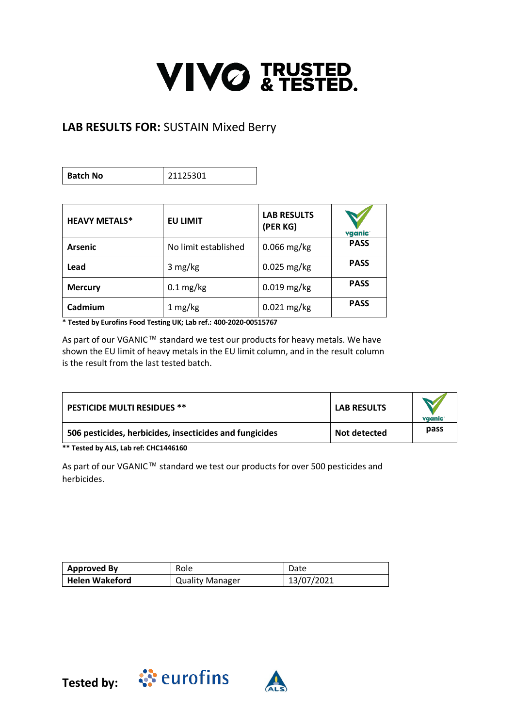# VIVO TRUSTED & TESTED.

## LAB RESULTS FOR: SUSTAIN Mixed Berry

| Batch No | 21125301 |
|---|---|

| HEAVY METALS* | EU LIMIT | LAB RESULTS (PER KG) | vganic |
|---|---|---|---|
| Arsenic | No limit established | 0.066 mg/kg | PASS |
| Lead | 3 mg/kg | 0.025 mg/kg | PASS |
| Mercury | 0.1 mg/kg | 0.019 mg/kg | PASS |
| Cadmium | 1 mg/kg | 0.021 mg/kg | PASS |

**\* Tested by Eurofins Food Testing UK; Lab ref.: 400-2020-00515767**

As part of our VGANIC™ standard we test our products for heavy metals. We have shown the EU limit of heavy metals in the EU limit column, and in the result column is the result from the last tested batch.

| PESTICIDE MULTI RESIDUES ** | LAB RESULTS | vganic |
|---|---|---|
| **506 pesticides, herbicides, insecticides and fungicides** | **Not detected** | pass |

**\*\* Tested by ALS, Lab ref: CHC1446160**

As part of our VGANIC™ standard we test our products for over 500 pesticides and herbicides.

| Approved By | Role | Date |
|---|---|---|
| **Helen Wakeford** | Quality Manager | 13/07/2021 |

**Tested by:** eurofins ALS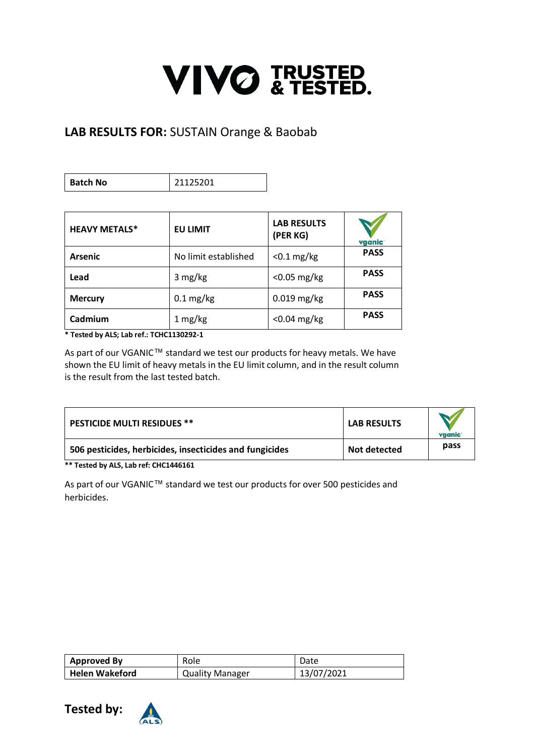# VIVO TRUSTED & TESTED.

## LAB RESULTS FOR: SUSTAIN Orange & Baobab

| | |
|---|---|
| **Batch No** | 21125201 |

| HEAVY METALS* | EU LIMIT | LAB RESULTS (PER KG) | vganic |
|---|---|---|---|
| **Arsenic** | No limit established | <0.1 mg/kg | **PASS** |
| **Lead** | 3 mg/kg | <0.05 mg/kg | **PASS** |
| **Mercury** | 0.1 mg/kg | 0.019 mg/kg | **PASS** |
| **Cadmium** | 1 mg/kg | <0.04 mg/kg | **PASS** |

**\* Tested by ALS; Lab ref.: TCHC1130292-1**

As part of our VGANIC™ standard we test our products for heavy metals. We have shown the EU limit of heavy metals in the EU limit column, and in the result column is the result from the last tested batch.

| PESTICIDE MULTI RESIDUES ** | LAB RESULTS | vganic |
|---|---|---|
| **506 pesticides, herbicides, insecticides and fungicides** | **Not detected** | **pass** |

**\*\* Tested by ALS, Lab ref: CHC1446161**

As part of our VGANIC™ standard we test our products for over 500 pesticides and herbicides.

| Approved By | Role | Date |
|---|---|---|
| **Helen Wakeford** | Quality Manager | 13/07/2021 |

**Tested by:** ALS